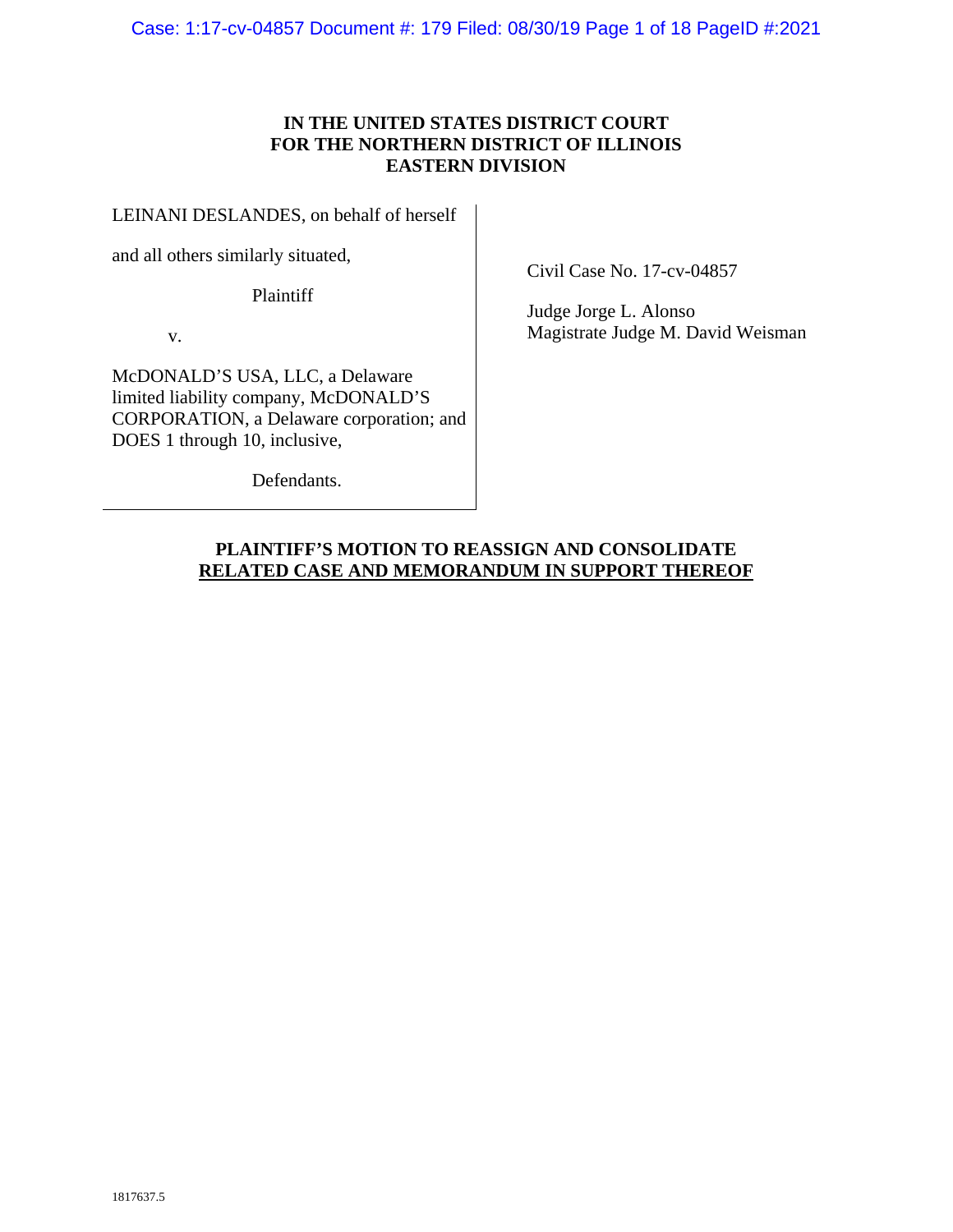**IN THE UNITED STATES DISTRICT COURT**
**FOR THE NORTHERN DISTRICT OF ILLINOIS**
**EASTERN DIVISION**

LEINANI DESLANDES, on behalf of herself and all others similarly situated,

Plaintiff

v.

McDONALD'S USA, LLC, a Delaware limited liability company, McDONALD'S CORPORATION, a Delaware corporation; and DOES 1 through 10, inclusive,

Defendants.

Civil Case No. 17-cv-04857

Judge Jorge L. Alonso
Magistrate Judge M. David Weisman

**PLAINTIFF'S MOTION TO REASSIGN AND CONSOLIDATE RELATED CASE AND MEMORANDUM IN SUPPORT THEREOF**

1817637.5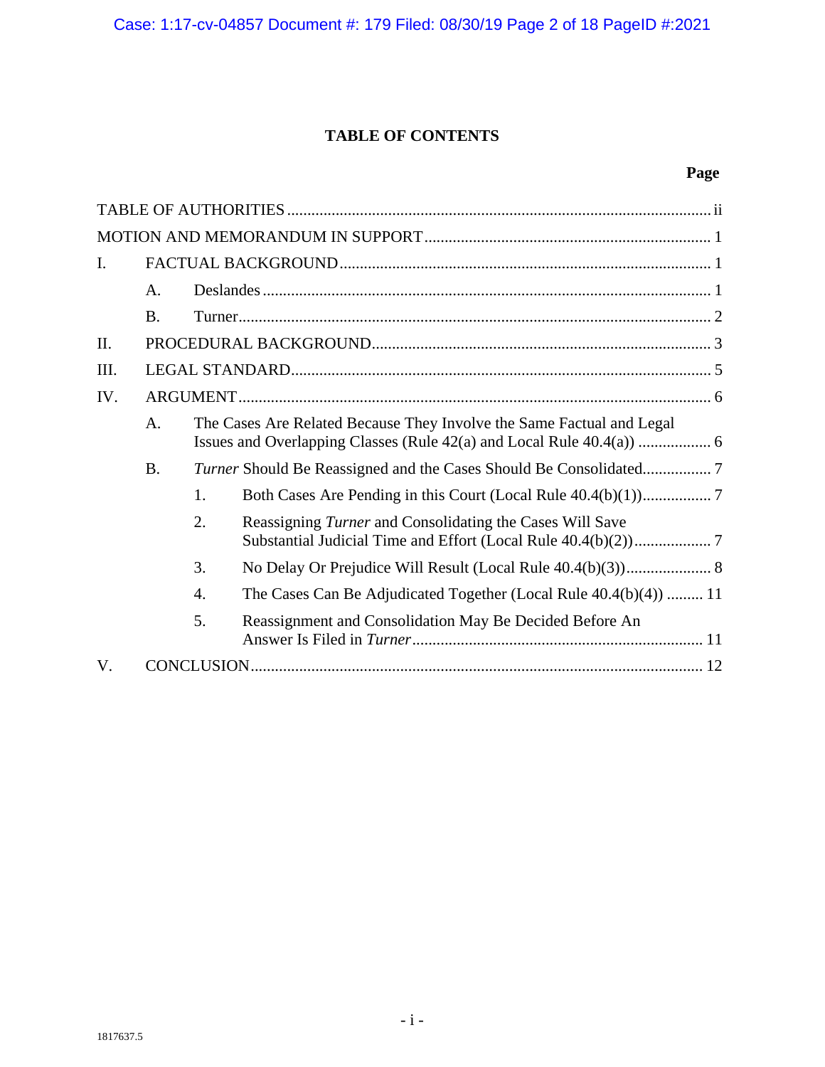# TABLE OF CONTENTS

| | Page |
|---|---|
| TABLE OF AUTHORITIES | ii |
| MOTION AND MEMORANDUM IN SUPPORT | 1 |
| I. FACTUAL BACKGROUND | 1 |
| A. Deslandes | 1 |
| B. Turner | 2 |
| II. PROCEDURAL BACKGROUND | 3 |
| III. LEGAL STANDARD | 5 |
| IV. ARGUMENT | 6 |
| A. The Cases Are Related Because They Involve the Same Factual and Legal Issues and Overlapping Classes (Rule 42(a) and Local Rule 40.4(a)) | 6 |
| B. *Turner* Should Be Reassigned and the Cases Should Be Consolidated | 7 |
| 1. Both Cases Are Pending in this Court (Local Rule 40.4(b)(1)) | 7 |
| 2. Reassigning *Turner* and Consolidating the Cases Will Save Substantial Judicial Time and Effort (Local Rule 40.4(b)(2)) | 7 |
| 3. No Delay Or Prejudice Will Result (Local Rule 40.4(b)(3)) | 8 |
| 4. The Cases Can Be Adjudicated Together (Local Rule 40.4(b)(4)) | 11 |
| 5. Reassignment and Consolidation May Be Decided Before An Answer Is Filed in *Turner* | 11 |
| V. CONCLUSION | 12 |

1817637.5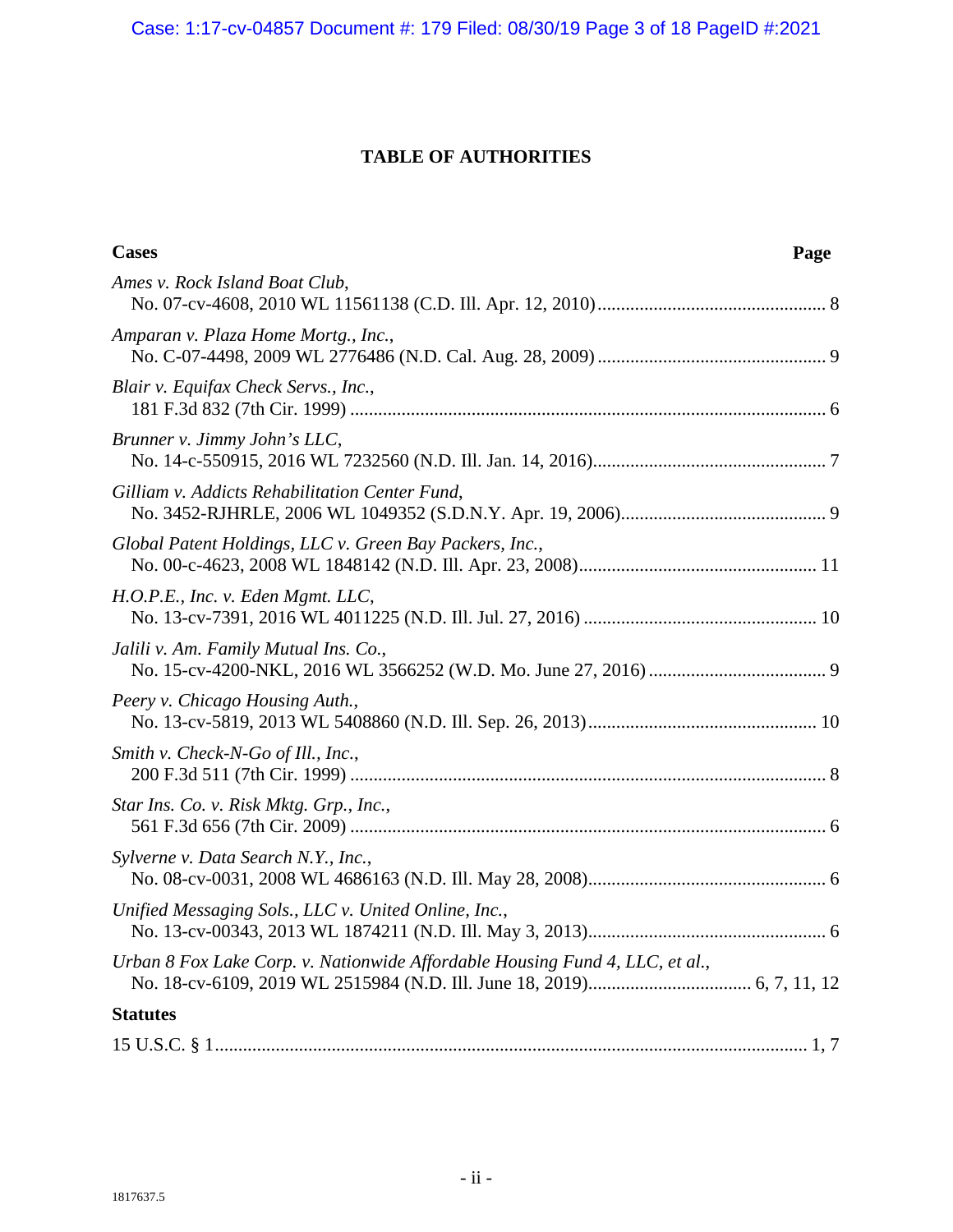# TABLE OF AUTHORITIES

| Cases | Page |
|---|---|
| *Ames v. Rock Island Boat Club*, No. 07-cv-4608, 2010 WL 11561138 (C.D. Ill. Apr. 12, 2010) | 8 |
| *Amparan v. Plaza Home Mortg., Inc.*, No. C-07-4498, 2009 WL 2776486 (N.D. Cal. Aug. 28, 2009) | 9 |
| *Blair v. Equifax Check Servs., Inc.*, 181 F.3d 832 (7th Cir. 1999) | 6 |
| *Brunner v. Jimmy John's LLC*, No. 14-c-550915, 2016 WL 7232560 (N.D. Ill. Jan. 14, 2016) | 7 |
| *Gilliam v. Addicts Rehabilitation Center Fund*, No. 3452-RJHRLE, 2006 WL 1049352 (S.D.N.Y. Apr. 19, 2006) | 9 |
| *Global Patent Holdings, LLC v. Green Bay Packers, Inc.*, No. 00-c-4623, 2008 WL 1848142 (N.D. Ill. Apr. 23, 2008) | 11 |
| *H.O.P.E., Inc. v. Eden Mgmt. LLC*, No. 13-cv-7391, 2016 WL 4011225 (N.D. Ill. Jul. 27, 2016) | 10 |
| *Jalili v. Am. Family Mutual Ins. Co.*, No. 15-cv-4200-NKL, 2016 WL 3566252 (W.D. Mo. June 27, 2016) | 9 |
| *Peery v. Chicago Housing Auth.*, No. 13-cv-5819, 2013 WL 5408860 (N.D. Ill. Sep. 26, 2013) | 10 |
| *Smith v. Check-N-Go of Ill., Inc.*, 200 F.3d 511 (7th Cir. 1999) | 8 |
| *Star Ins. Co. v. Risk Mktg. Grp., Inc.*, 561 F.3d 656 (7th Cir. 2009) | 6 |
| *Sylverne v. Data Search N.Y., Inc.*, No. 08-cv-0031, 2008 WL 4686163 (N.D. Ill. May 28, 2008) | 6 |
| *Unified Messaging Sols., LLC v. United Online, Inc.*, No. 13-cv-00343, 2013 WL 1874211 (N.D. Ill. May 3, 2013) | 6 |
| *Urban 8 Fox Lake Corp. v. Nationwide Affordable Housing Fund 4, LLC, et al.*, No. 18-cv-6109, 2019 WL 2515984 (N.D. Ill. June 18, 2019) | 6, 7, 11, 12 |
| **Statutes** | |
| 15 U.S.C. § 1 | 1, 7 |

1817637.5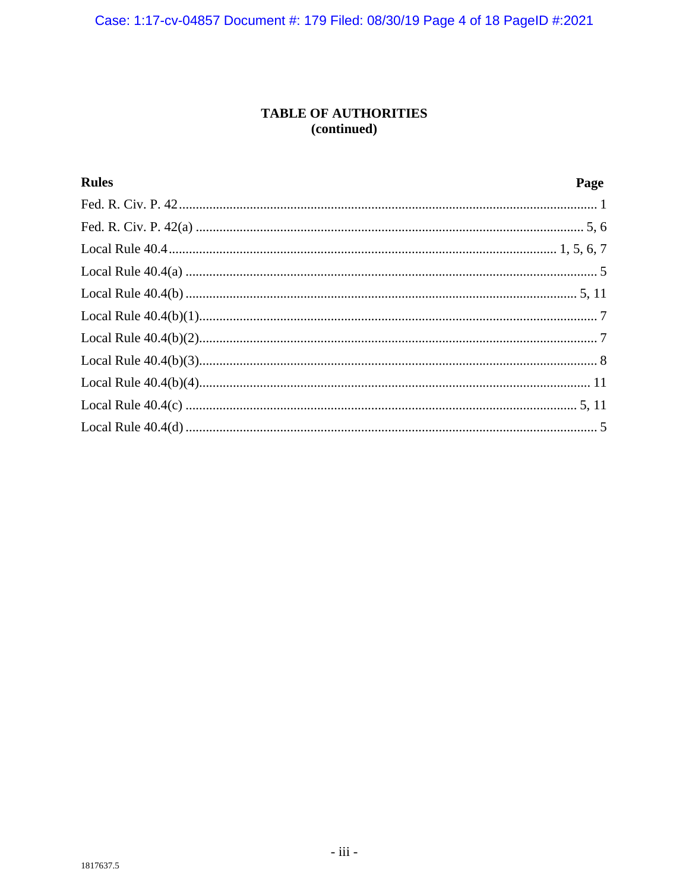# TABLE OF AUTHORITIES
## (continued)

| Rules | Page |
|---|---|
| Fed. R. Civ. P. 42 | 1 |
| Fed. R. Civ. P. 42(a) | 5, 6 |
| Local Rule 40.4 | 1, 5, 6, 7 |
| Local Rule 40.4(a) | 5 |
| Local Rule 40.4(b) | 5, 11 |
| Local Rule 40.4(b)(1) | 7 |
| Local Rule 40.4(b)(2) | 7 |
| Local Rule 40.4(b)(3) | 8 |
| Local Rule 40.4(b)(4) | 11 |
| Local Rule 40.4(c) | 5, 11 |
| Local Rule 40.4(d) | 5 |

1817637.5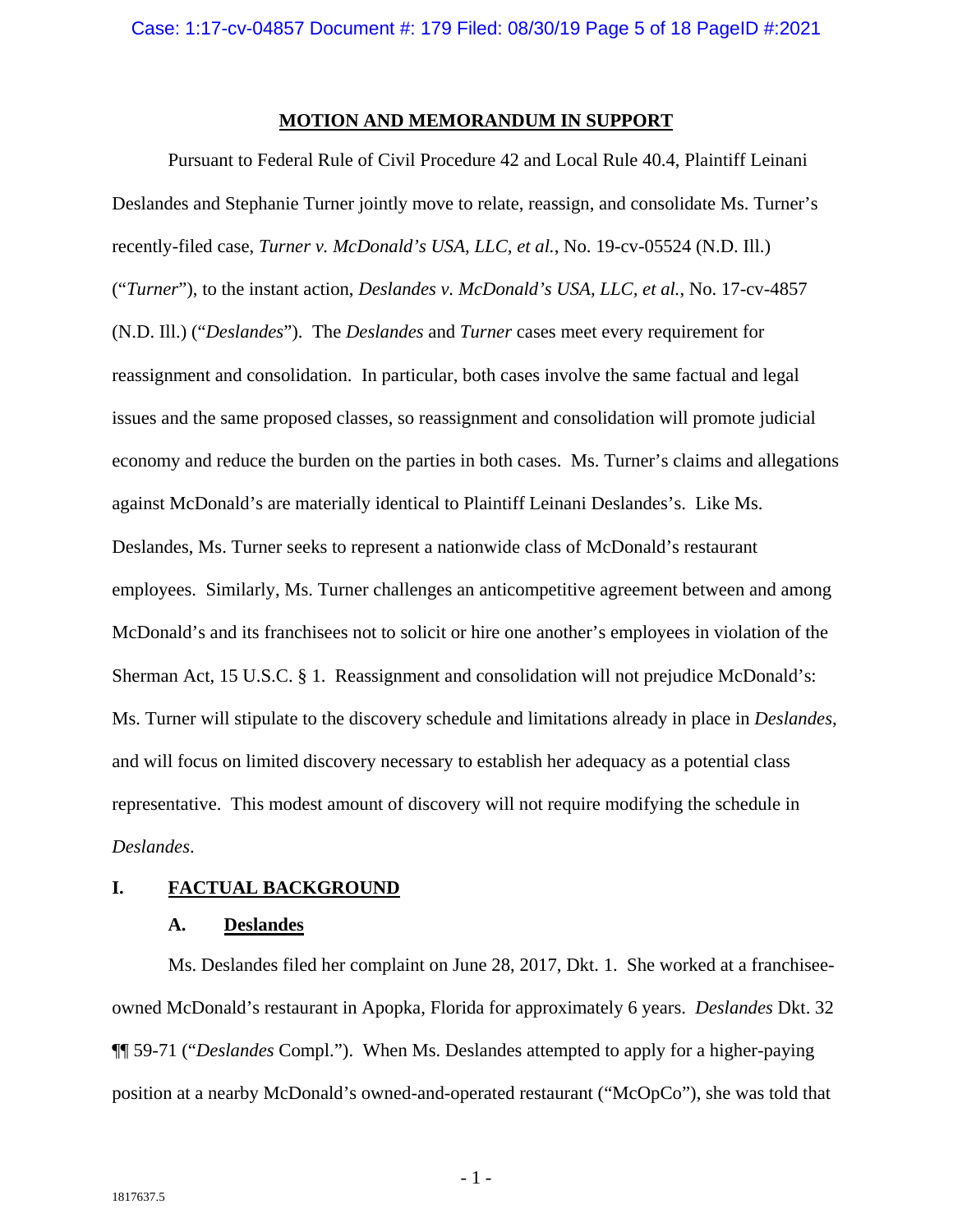## MOTION AND MEMORANDUM IN SUPPORT

Pursuant to Federal Rule of Civil Procedure 42 and Local Rule 40.4, Plaintiff Leinani Deslandes and Stephanie Turner jointly move to relate, reassign, and consolidate Ms. Turner's recently-filed case, *Turner v. McDonald's USA, LLC, et al.*, No. 19-cv-05524 (N.D. Ill.) ("*Turner*"), to the instant action, *Deslandes v. McDonald's USA, LLC, et al.*, No. 17-cv-4857 (N.D. Ill.) ("*Deslandes*"). The *Deslandes* and *Turner* cases meet every requirement for reassignment and consolidation. In particular, both cases involve the same factual and legal issues and the same proposed classes, so reassignment and consolidation will promote judicial economy and reduce the burden on the parties in both cases. Ms. Turner's claims and allegations against McDonald's are materially identical to Plaintiff Leinani Deslandes's. Like Ms. Deslandes, Ms. Turner seeks to represent a nationwide class of McDonald's restaurant employees. Similarly, Ms. Turner challenges an anticompetitive agreement between and among McDonald's and its franchisees not to solicit or hire one another's employees in violation of the Sherman Act, 15 U.S.C. § 1. Reassignment and consolidation will not prejudice McDonald's: Ms. Turner will stipulate to the discovery schedule and limitations already in place in *Deslandes*, and will focus on limited discovery necessary to establish her adequacy as a potential class representative. This modest amount of discovery will not require modifying the schedule in *Deslandes*.

## I. FACTUAL BACKGROUND

### A. Deslandes

Ms. Deslandes filed her complaint on June 28, 2017, Dkt. 1. She worked at a franchisee-owned McDonald's restaurant in Apopka, Florida for approximately 6 years. *Deslandes* Dkt. 32 ¶¶ 59-71 ("*Deslandes* Compl."). When Ms. Deslandes attempted to apply for a higher-paying position at a nearby McDonald's owned-and-operated restaurant ("McOpCo"), she was told that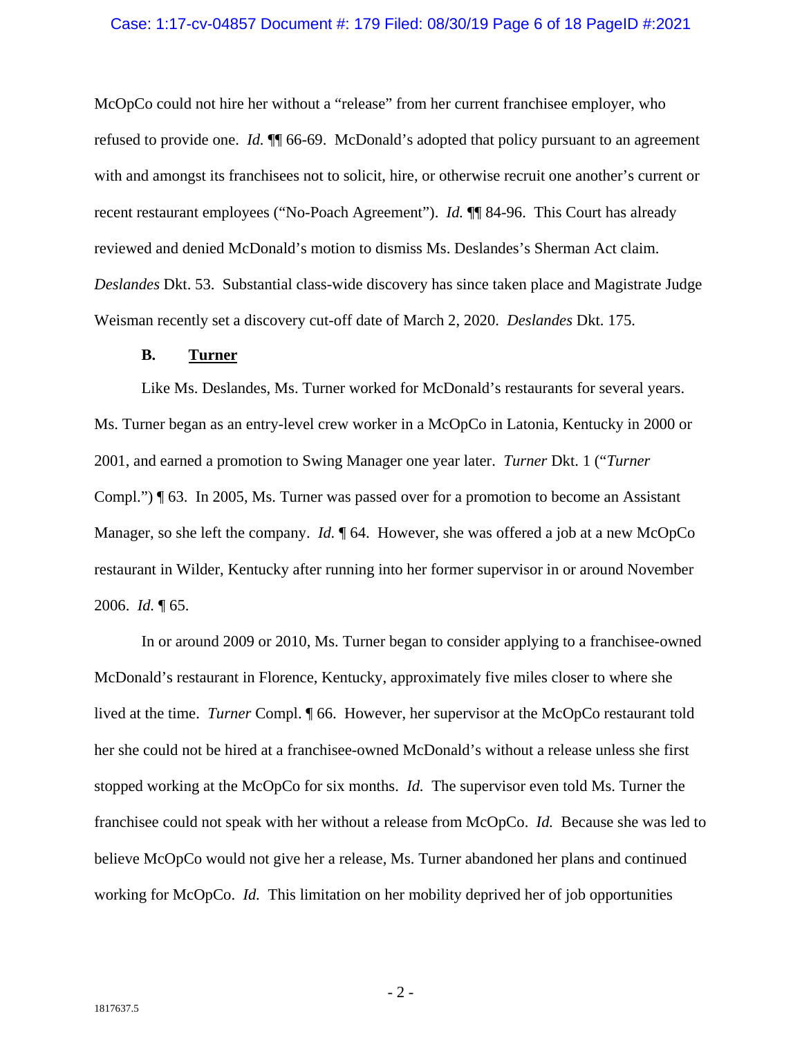McOpCo could not hire her without a "release" from her current franchisee employer, who refused to provide one. *Id.* ¶¶ 66-69. McDonald's adopted that policy pursuant to an agreement with and amongst its franchisees not to solicit, hire, or otherwise recruit one another's current or recent restaurant employees ("No-Poach Agreement"). *Id.* ¶¶ 84-96. This Court has already reviewed and denied McDonald's motion to dismiss Ms. Deslandes's Sherman Act claim. *Deslandes* Dkt. 53. Substantial class-wide discovery has since taken place and Magistrate Judge Weisman recently set a discovery cut-off date of March 2, 2020. *Deslandes* Dkt. 175.

### B. Turner

Like Ms. Deslandes, Ms. Turner worked for McDonald's restaurants for several years. Ms. Turner began as an entry-level crew worker in a McOpCo in Latonia, Kentucky in 2000 or 2001, and earned a promotion to Swing Manager one year later. *Turner* Dkt. 1 ("*Turner* Compl.") ¶ 63. In 2005, Ms. Turner was passed over for a promotion to become an Assistant Manager, so she left the company. *Id.* ¶ 64. However, she was offered a job at a new McOpCo restaurant in Wilder, Kentucky after running into her former supervisor in or around November 2006. *Id.* ¶ 65.

In or around 2009 or 2010, Ms. Turner began to consider applying to a franchisee-owned McDonald's restaurant in Florence, Kentucky, approximately five miles closer to where she lived at the time. *Turner* Compl. ¶ 66. However, her supervisor at the McOpCo restaurant told her she could not be hired at a franchisee-owned McDonald's without a release unless she first stopped working at the McOpCo for six months. *Id.* The supervisor even told Ms. Turner the franchisee could not speak with her without a release from McOpCo. *Id.* Because she was led to believe McOpCo would not give her a release, Ms. Turner abandoned her plans and continued working for McOpCo. *Id.* This limitation on her mobility deprived her of job opportunities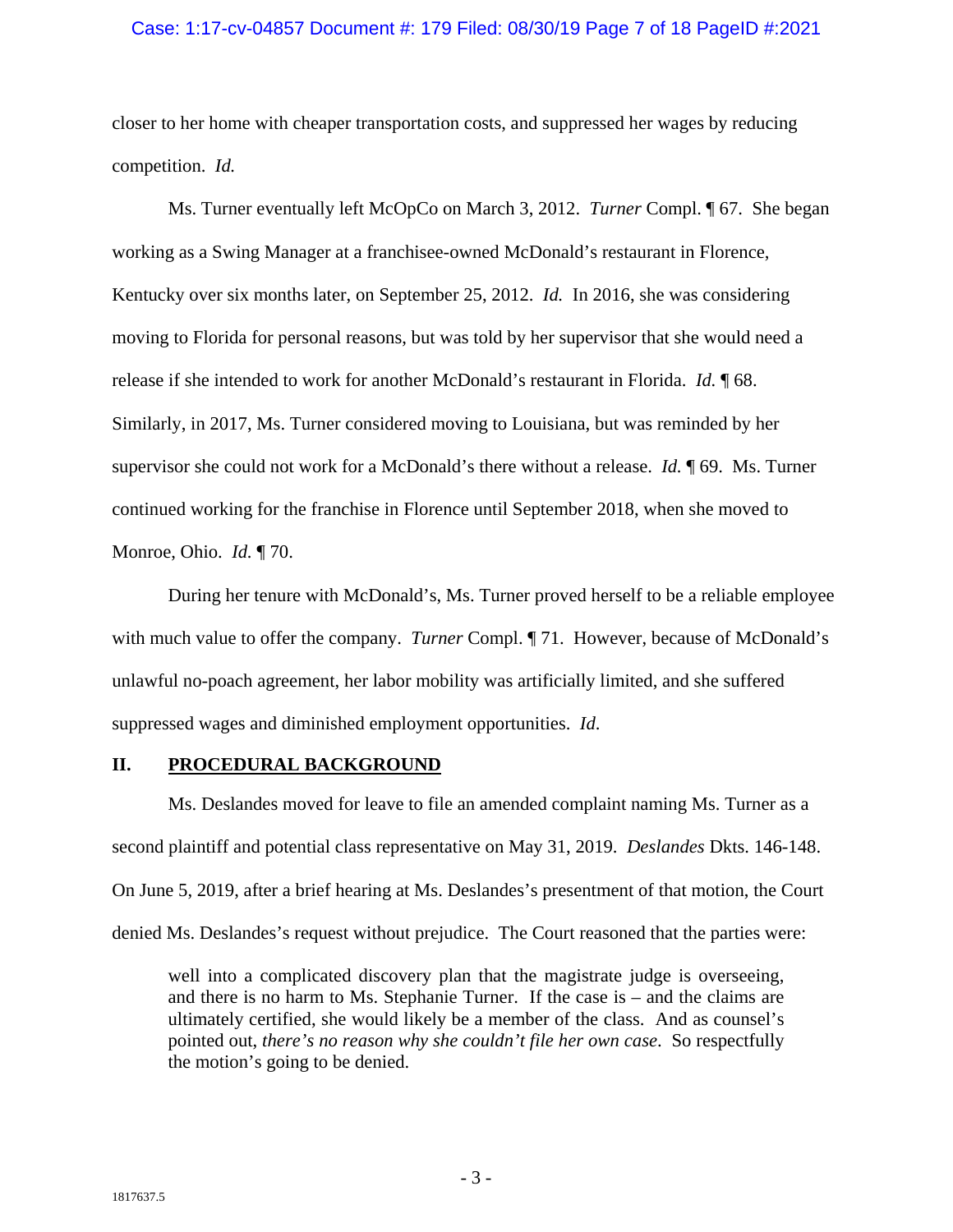closer to her home with cheaper transportation costs, and suppressed her wages by reducing competition. *Id.*

Ms. Turner eventually left McOpCo on March 3, 2012. *Turner* Compl. ¶ 67. She began working as a Swing Manager at a franchisee-owned McDonald's restaurant in Florence, Kentucky over six months later, on September 25, 2012. *Id.* In 2016, she was considering moving to Florida for personal reasons, but was told by her supervisor that she would need a release if she intended to work for another McDonald's restaurant in Florida. *Id.* ¶ 68. Similarly, in 2017, Ms. Turner considered moving to Louisiana, but was reminded by her supervisor she could not work for a McDonald's there without a release. *Id.* ¶ 69. Ms. Turner continued working for the franchise in Florence until September 2018, when she moved to Monroe, Ohio. *Id.* ¶ 70.

During her tenure with McDonald's, Ms. Turner proved herself to be a reliable employee with much value to offer the company. *Turner* Compl. ¶ 71. However, because of McDonald's unlawful no-poach agreement, her labor mobility was artificially limited, and she suffered suppressed wages and diminished employment opportunities. *Id*.

## II. PROCEDURAL BACKGROUND

Ms. Deslandes moved for leave to file an amended complaint naming Ms. Turner as a second plaintiff and potential class representative on May 31, 2019. *Deslandes* Dkts. 146-148. On June 5, 2019, after a brief hearing at Ms. Deslandes's presentment of that motion, the Court denied Ms. Deslandes's request without prejudice. The Court reasoned that the parties were:

> well into a complicated discovery plan that the magistrate judge is overseeing, and there is no harm to Ms. Stephanie Turner. If the case is – and the claims are ultimately certified, she would likely be a member of the class. And as counsel's pointed out, *there's no reason why she couldn't file her own case*. So respectfully the motion's going to be denied.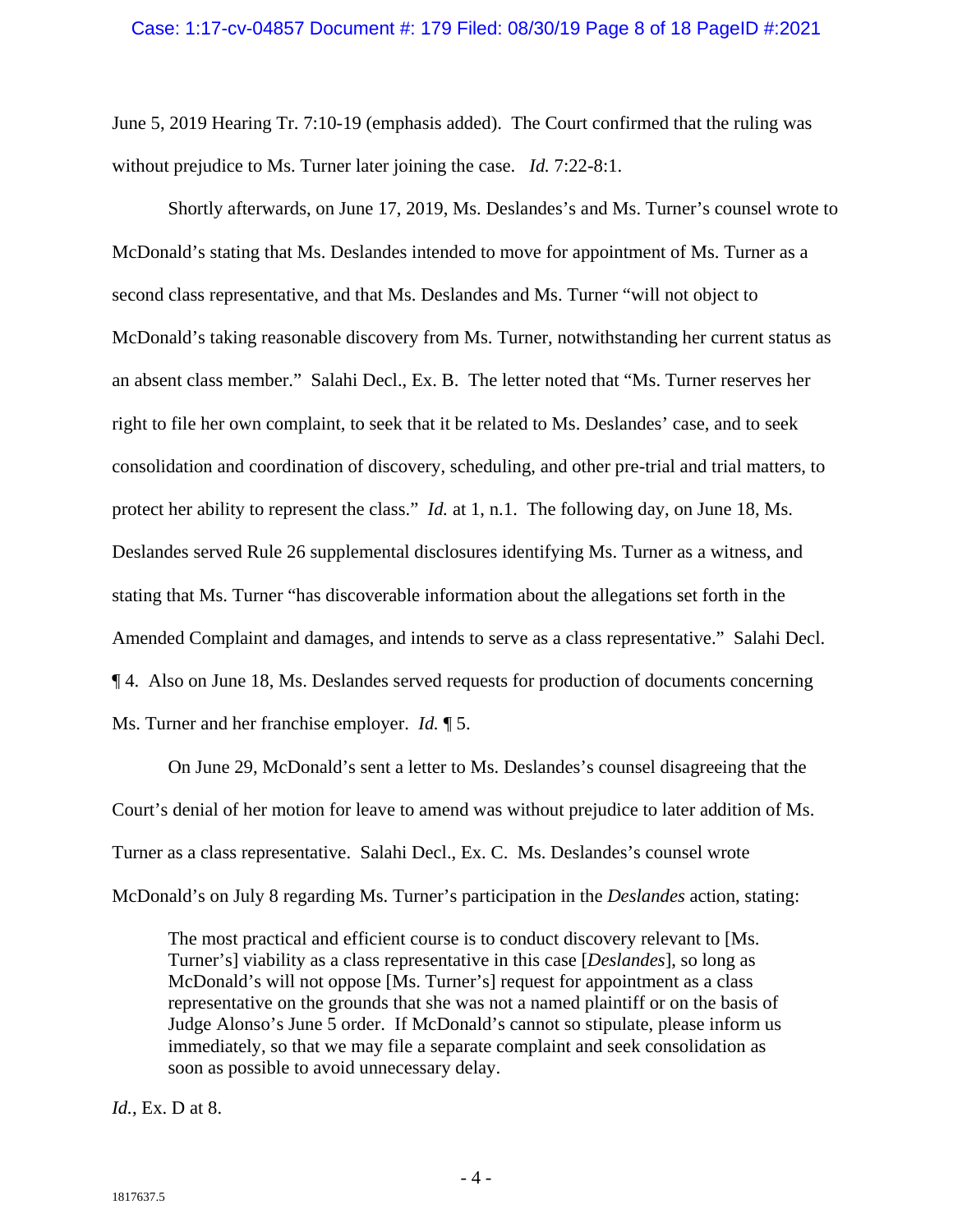June 5, 2019 Hearing Tr. 7:10-19 (emphasis added). The Court confirmed that the ruling was without prejudice to Ms. Turner later joining the case. *Id.* 7:22-8:1.

Shortly afterwards, on June 17, 2019, Ms. Deslandes's and Ms. Turner's counsel wrote to McDonald's stating that Ms. Deslandes intended to move for appointment of Ms. Turner as a second class representative, and that Ms. Deslandes and Ms. Turner "will not object to McDonald's taking reasonable discovery from Ms. Turner, notwithstanding her current status as an absent class member." Salahi Decl., Ex. B. The letter noted that "Ms. Turner reserves her right to file her own complaint, to seek that it be related to Ms. Deslandes' case, and to seek consolidation and coordination of discovery, scheduling, and other pre-trial and trial matters, to protect her ability to represent the class." *Id.* at 1, n.1. The following day, on June 18, Ms. Deslandes served Rule 26 supplemental disclosures identifying Ms. Turner as a witness, and stating that Ms. Turner "has discoverable information about the allegations set forth in the Amended Complaint and damages, and intends to serve as a class representative." Salahi Decl. ¶ 4. Also on June 18, Ms. Deslandes served requests for production of documents concerning Ms. Turner and her franchise employer. *Id.* ¶ 5.

On June 29, McDonald's sent a letter to Ms. Deslandes's counsel disagreeing that the Court's denial of her motion for leave to amend was without prejudice to later addition of Ms. Turner as a class representative. Salahi Decl., Ex. C. Ms. Deslandes's counsel wrote McDonald's on July 8 regarding Ms. Turner's participation in the *Deslandes* action, stating:

> The most practical and efficient course is to conduct discovery relevant to [Ms. Turner's] viability as a class representative in this case [*Deslandes*], so long as McDonald's will not oppose [Ms. Turner's] request for appointment as a class representative on the grounds that she was not a named plaintiff or on the basis of Judge Alonso's June 5 order. If McDonald's cannot so stipulate, please inform us immediately, so that we may file a separate complaint and seek consolidation as soon as possible to avoid unnecessary delay.

*Id.*, Ex. D at 8.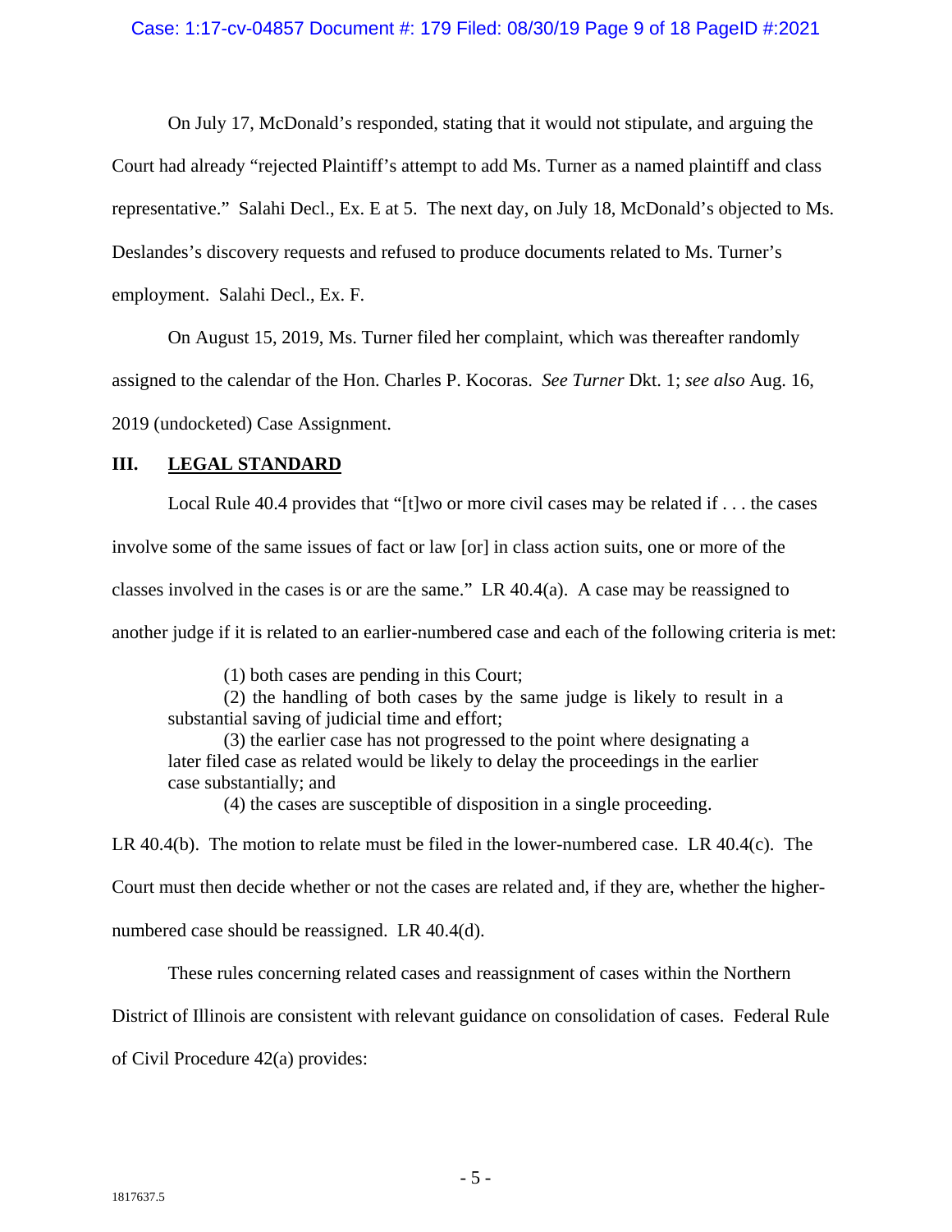On July 17, McDonald's responded, stating that it would not stipulate, and arguing the Court had already "rejected Plaintiff's attempt to add Ms. Turner as a named plaintiff and class representative." Salahi Decl., Ex. E at 5. The next day, on July 18, McDonald's objected to Ms. Deslandes's discovery requests and refused to produce documents related to Ms. Turner's employment. Salahi Decl., Ex. F.

On August 15, 2019, Ms. Turner filed her complaint, which was thereafter randomly assigned to the calendar of the Hon. Charles P. Kocoras. *See Turner* Dkt. 1; *see also* Aug. 16, 2019 (undocketed) Case Assignment.

## III. LEGAL STANDARD

Local Rule 40.4 provides that "[t]wo or more civil cases may be related if . . . the cases involve some of the same issues of fact or law [or] in class action suits, one or more of the classes involved in the cases is or are the same." LR 40.4(a). A case may be reassigned to another judge if it is related to an earlier-numbered case and each of the following criteria is met:

> (1) both cases are pending in this Court;
> (2) the handling of both cases by the same judge is likely to result in a substantial saving of judicial time and effort;
> (3) the earlier case has not progressed to the point where designating a later filed case as related would be likely to delay the proceedings in the earlier case substantially; and
> (4) the cases are susceptible of disposition in a single proceeding.

LR 40.4(b). The motion to relate must be filed in the lower-numbered case. LR 40.4(c). The Court must then decide whether or not the cases are related and, if they are, whether the higher-numbered case should be reassigned. LR 40.4(d).

These rules concerning related cases and reassignment of cases within the Northern District of Illinois are consistent with relevant guidance on consolidation of cases. Federal Rule of Civil Procedure 42(a) provides: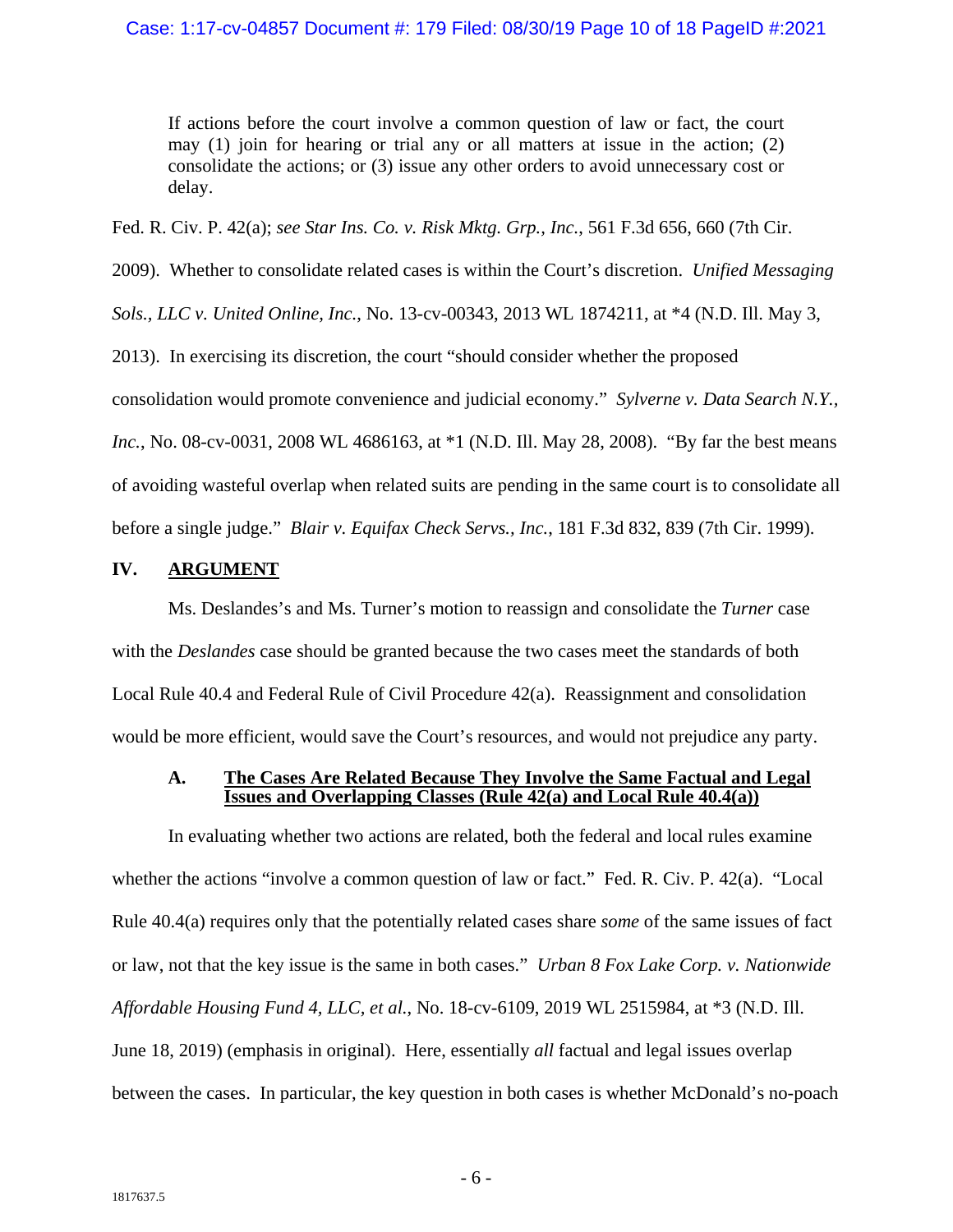> If actions before the court involve a common question of law or fact, the court may (1) join for hearing or trial any or all matters at issue in the action; (2) consolidate the actions; or (3) issue any other orders to avoid unnecessary cost or delay.

Fed. R. Civ. P. 42(a); *see Star Ins. Co. v. Risk Mktg. Grp., Inc.*, 561 F.3d 656, 660 (7th Cir. 2009). Whether to consolidate related cases is within the Court's discretion. *Unified Messaging Sols., LLC v. United Online, Inc.*, No. 13-cv-00343, 2013 WL 1874211, at *4 (N.D. Ill. May 3, 2013). In exercising its discretion, the court "should consider whether the proposed consolidation would promote convenience and judicial economy." *Sylverne v. Data Search N.Y., Inc.*, No. 08-cv-0031, 2008 WL 4686163, at *1 (N.D. Ill. May 28, 2008). "By far the best means of avoiding wasteful overlap when related suits are pending in the same court is to consolidate all before a single judge." *Blair v. Equifax Check Servs., Inc.*, 181 F.3d 832, 839 (7th Cir. 1999).

## IV. ARGUMENT

Ms. Deslandes's and Ms. Turner's motion to reassign and consolidate the *Turner* case with the *Deslandes* case should be granted because the two cases meet the standards of both Local Rule 40.4 and Federal Rule of Civil Procedure 42(a). Reassignment and consolidation would be more efficient, would save the Court's resources, and would not prejudice any party.

### A. The Cases Are Related Because They Involve the Same Factual and Legal Issues and Overlapping Classes (Rule 42(a) and Local Rule 40.4(a))

In evaluating whether two actions are related, both the federal and local rules examine whether the actions "involve a common question of law or fact." Fed. R. Civ. P. 42(a). "Local Rule 40.4(a) requires only that the potentially related cases share *some* of the same issues of fact or law, not that the key issue is the same in both cases." *Urban 8 Fox Lake Corp. v. Nationwide Affordable Housing Fund 4, LLC, et al.*, No. 18-cv-6109, 2019 WL 2515984, at *3 (N.D. Ill. June 18, 2019) (emphasis in original). Here, essentially *all* factual and legal issues overlap between the cases. In particular, the key question in both cases is whether McDonald's no-poach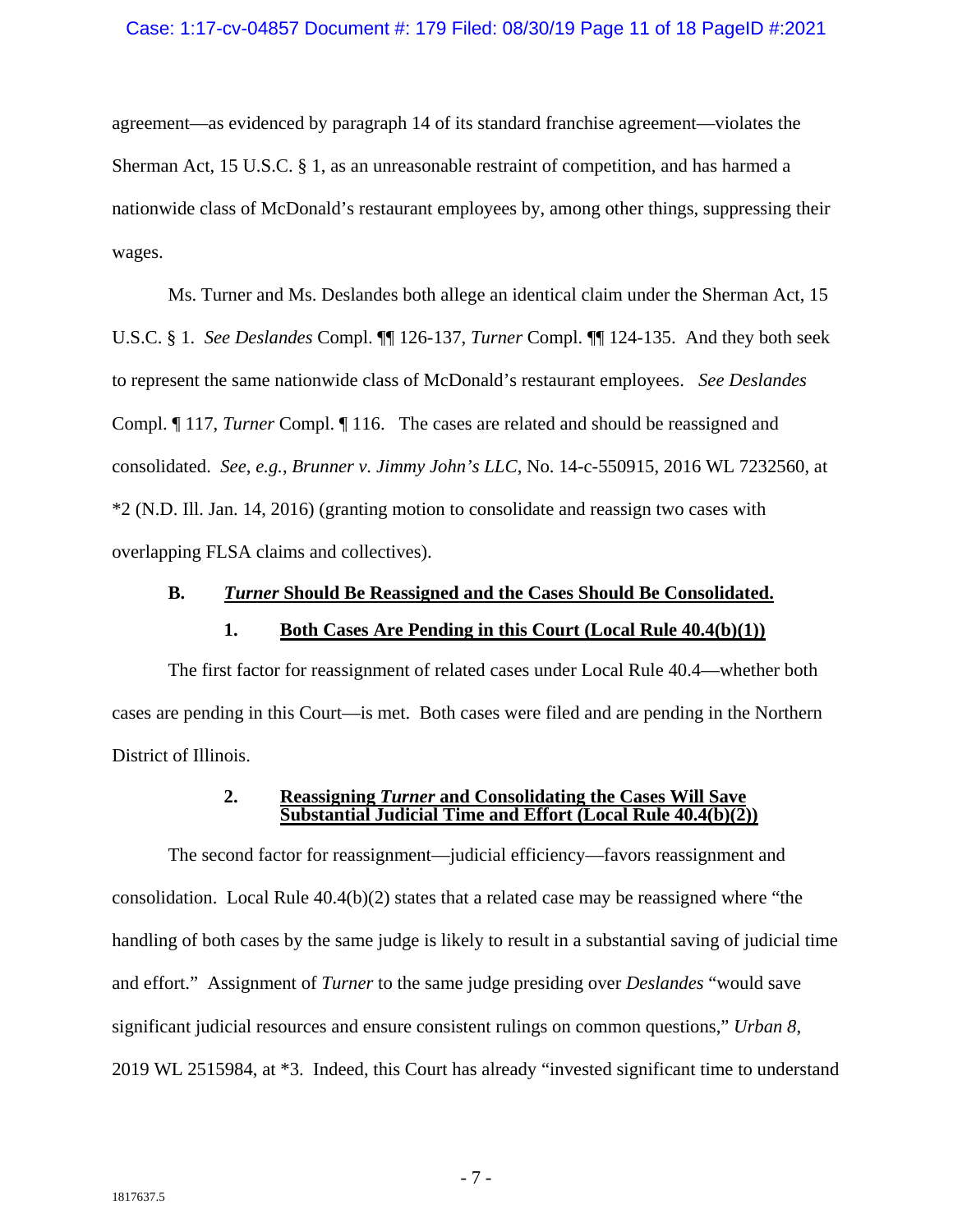agreement—as evidenced by paragraph 14 of its standard franchise agreement—violates the Sherman Act, 15 U.S.C. § 1, as an unreasonable restraint of competition, and has harmed a nationwide class of McDonald's restaurant employees by, among other things, suppressing their wages.

Ms. Turner and Ms. Deslandes both allege an identical claim under the Sherman Act, 15 U.S.C. § 1. *See Deslandes* Compl. ¶¶ 126-137, *Turner* Compl. ¶¶ 124-135. And they both seek to represent the same nationwide class of McDonald's restaurant employees. *See Deslandes* Compl. ¶ 117, *Turner* Compl. ¶ 116. The cases are related and should be reassigned and consolidated. *See*, *e.g.*, *Brunner v. Jimmy John's LLC*, No. 14-c-550915, 2016 WL 7232560, at *2 (N.D. Ill. Jan. 14, 2016) (granting motion to consolidate and reassign two cases with overlapping FLSA claims and collectives).

### B. ***Turner*** Should Be Reassigned and the Cases Should Be Consolidated.

#### 1. Both Cases Are Pending in this Court (Local Rule 40.4(b)(1))

The first factor for reassignment of related cases under Local Rule 40.4—whether both cases are pending in this Court—is met. Both cases were filed and are pending in the Northern District of Illinois.

#### 2. Reassigning ***Turner*** and Consolidating the Cases Will Save Substantial Judicial Time and Effort (Local Rule 40.4(b)(2))

The second factor for reassignment—judicial efficiency—favors reassignment and consolidation. Local Rule 40.4(b)(2) states that a related case may be reassigned where "the handling of both cases by the same judge is likely to result in a substantial saving of judicial time and effort." Assignment of *Turner* to the same judge presiding over *Deslandes* "would save significant judicial resources and ensure consistent rulings on common questions," *Urban 8*, 2019 WL 2515984, at *3. Indeed, this Court has already "invested significant time to understand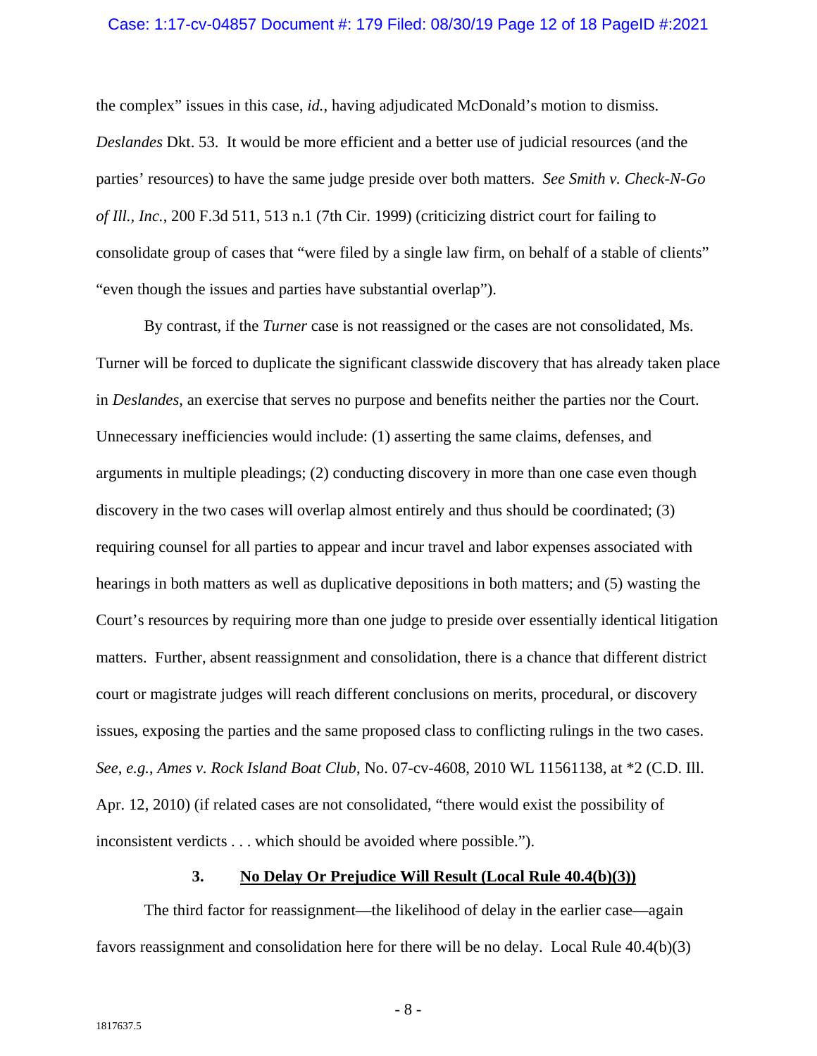the complex" issues in this case, *id.*, having adjudicated McDonald's motion to dismiss. *Deslandes* Dkt. 53. It would be more efficient and a better use of judicial resources (and the parties' resources) to have the same judge preside over both matters. *See Smith v. Check-N-Go of Ill., Inc.*, 200 F.3d 511, 513 n.1 (7th Cir. 1999) (criticizing district court for failing to consolidate group of cases that "were filed by a single law firm, on behalf of a stable of clients" "even though the issues and parties have substantial overlap").

By contrast, if the *Turner* case is not reassigned or the cases are not consolidated, Ms. Turner will be forced to duplicate the significant classwide discovery that has already taken place in *Deslandes*, an exercise that serves no purpose and benefits neither the parties nor the Court. Unnecessary inefficiencies would include: (1) asserting the same claims, defenses, and arguments in multiple pleadings; (2) conducting discovery in more than one case even though discovery in the two cases will overlap almost entirely and thus should be coordinated; (3) requiring counsel for all parties to appear and incur travel and labor expenses associated with hearings in both matters as well as duplicative depositions in both matters; and (5) wasting the Court's resources by requiring more than one judge to preside over essentially identical litigation matters. Further, absent reassignment and consolidation, there is a chance that different district court or magistrate judges will reach different conclusions on merits, procedural, or discovery issues, exposing the parties and the same proposed class to conflicting rulings in the two cases. *See, e.g.*, *Ames v. Rock Island Boat Club*, No. 07-cv-4608, 2010 WL 11561138, at *2 (C.D. Ill. Apr. 12, 2010) (if related cases are not consolidated, "there would exist the possibility of inconsistent verdicts . . . which should be avoided where possible.").

### 3. No Delay Or Prejudice Will Result (Local Rule 40.4(b)(3))

The third factor for reassignment—the likelihood of delay in the earlier case—again favors reassignment and consolidation here for there will be no delay. Local Rule 40.4(b)(3)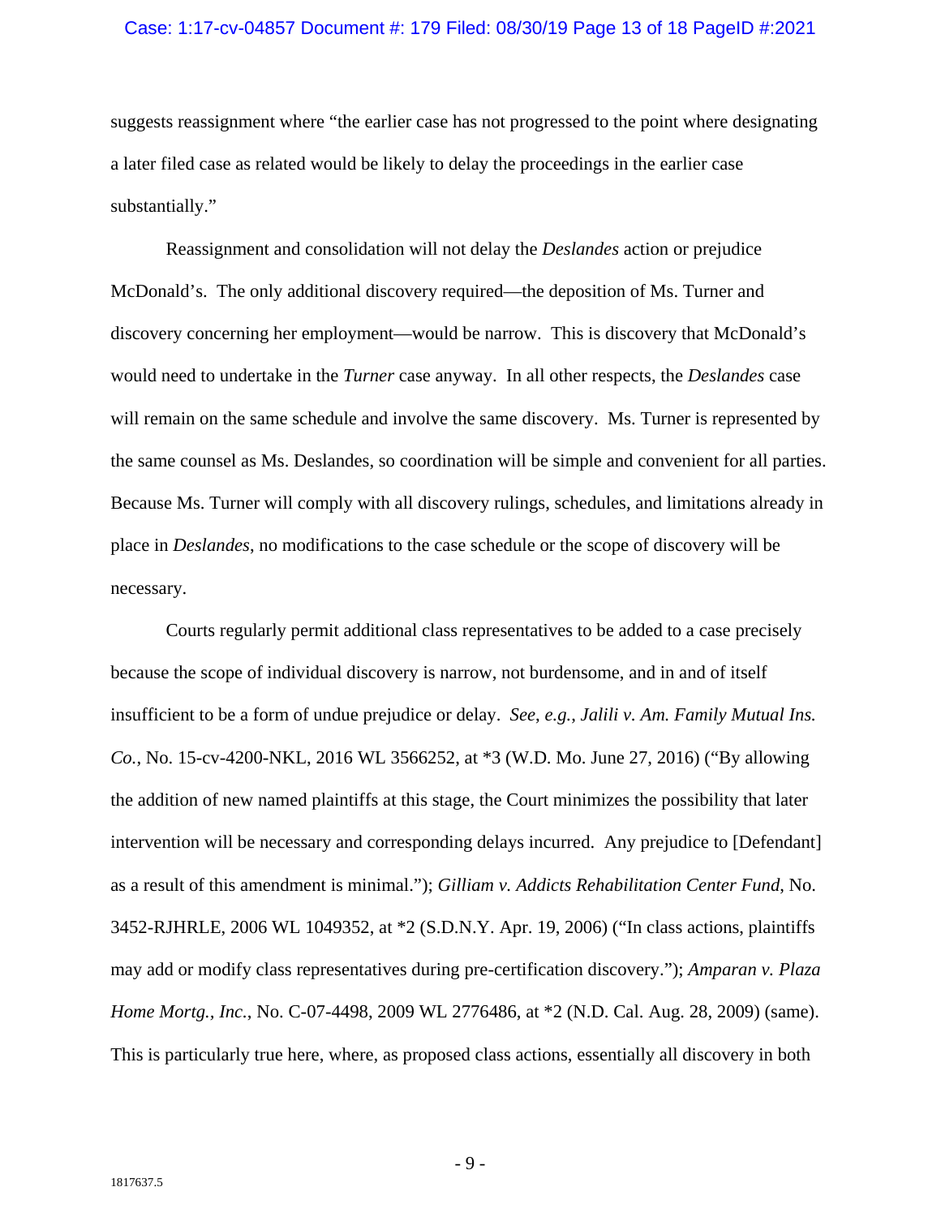suggests reassignment where "the earlier case has not progressed to the point where designating a later filed case as related would be likely to delay the proceedings in the earlier case substantially."

Reassignment and consolidation will not delay the *Deslandes* action or prejudice McDonald's. The only additional discovery required—the deposition of Ms. Turner and discovery concerning her employment—would be narrow. This is discovery that McDonald's would need to undertake in the *Turner* case anyway. In all other respects, the *Deslandes* case will remain on the same schedule and involve the same discovery. Ms. Turner is represented by the same counsel as Ms. Deslandes, so coordination will be simple and convenient for all parties. Because Ms. Turner will comply with all discovery rulings, schedules, and limitations already in place in *Deslandes*, no modifications to the case schedule or the scope of discovery will be necessary.

Courts regularly permit additional class representatives to be added to a case precisely because the scope of individual discovery is narrow, not burdensome, and in and of itself insufficient to be a form of undue prejudice or delay. *See*, *e.g.*, *Jalili v. Am. Family Mutual Ins. Co.*, No. 15-cv-4200-NKL, 2016 WL 3566252, at *3 (W.D. Mo. June 27, 2016) ("By allowing the addition of new named plaintiffs at this stage, the Court minimizes the possibility that later intervention will be necessary and corresponding delays incurred. Any prejudice to [Defendant] as a result of this amendment is minimal."); *Gilliam v. Addicts Rehabilitation Center Fund*, No. 3452-RJHRLE, 2006 WL 1049352, at *2 (S.D.N.Y. Apr. 19, 2006) ("In class actions, plaintiffs may add or modify class representatives during pre-certification discovery."); *Amparan v. Plaza Home Mortg., Inc.*, No. C-07-4498, 2009 WL 2776486, at *2 (N.D. Cal. Aug. 28, 2009) (same). This is particularly true here, where, as proposed class actions, essentially all discovery in both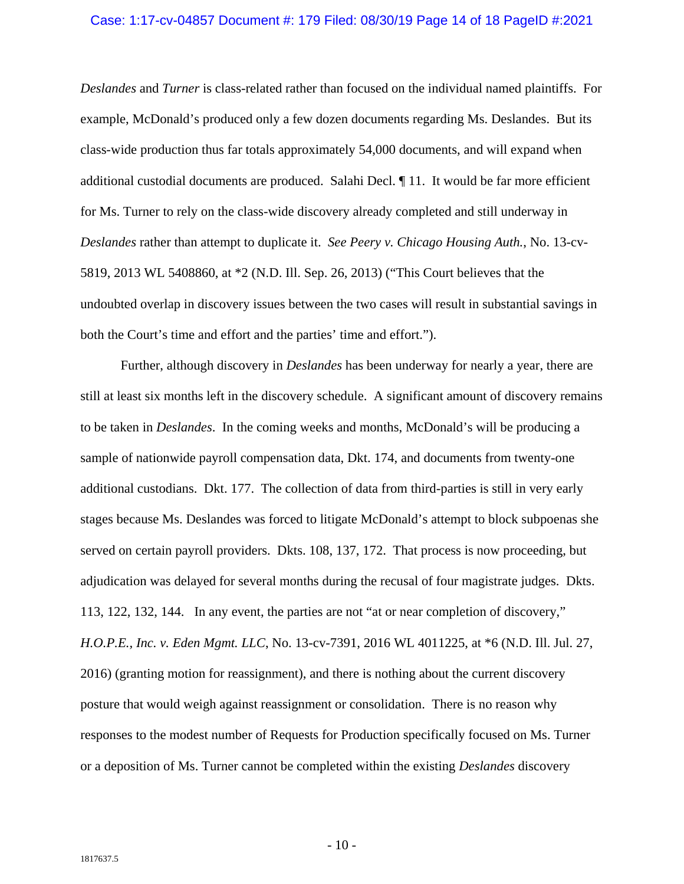*Deslandes* and *Turner* is class-related rather than focused on the individual named plaintiffs. For example, McDonald's produced only a few dozen documents regarding Ms. Deslandes. But its class-wide production thus far totals approximately 54,000 documents, and will expand when additional custodial documents are produced. Salahi Decl. ¶ 11. It would be far more efficient for Ms. Turner to rely on the class-wide discovery already completed and still underway in *Deslandes* rather than attempt to duplicate it. *See Peery v. Chicago Housing Auth.*, No. 13-cv-5819, 2013 WL 5408860, at *2 (N.D. Ill. Sep. 26, 2013) ("This Court believes that the undoubted overlap in discovery issues between the two cases will result in substantial savings in both the Court's time and effort and the parties' time and effort.").

Further, although discovery in *Deslandes* has been underway for nearly a year, there are still at least six months left in the discovery schedule. A significant amount of discovery remains to be taken in *Deslandes*. In the coming weeks and months, McDonald's will be producing a sample of nationwide payroll compensation data, Dkt. 174, and documents from twenty-one additional custodians. Dkt. 177. The collection of data from third-parties is still in very early stages because Ms. Deslandes was forced to litigate McDonald's attempt to block subpoenas she served on certain payroll providers. Dkts. 108, 137, 172. That process is now proceeding, but adjudication was delayed for several months during the recusal of four magistrate judges. Dkts. 113, 122, 132, 144. In any event, the parties are not "at or near completion of discovery," *H.O.P.E., Inc. v. Eden Mgmt. LLC*, No. 13-cv-7391, 2016 WL 4011225, at *6 (N.D. Ill. Jul. 27, 2016) (granting motion for reassignment), and there is nothing about the current discovery posture that would weigh against reassignment or consolidation. There is no reason why responses to the modest number of Requests for Production specifically focused on Ms. Turner or a deposition of Ms. Turner cannot be completed within the existing *Deslandes* discovery

1817637.5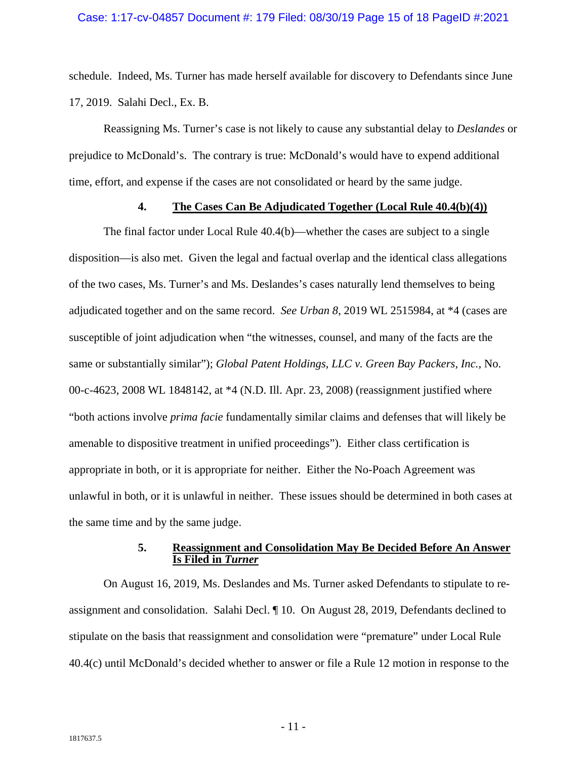schedule. Indeed, Ms. Turner has made herself available for discovery to Defendants since June 17, 2019. Salahi Decl., Ex. B.

Reassigning Ms. Turner's case is not likely to cause any substantial delay to *Deslandes* or prejudice to McDonald's. The contrary is true: McDonald's would have to expend additional time, effort, and expense if the cases are not consolidated or heard by the same judge.

#### 4. <u>The Cases Can Be Adjudicated Together (Local Rule 40.4(b)(4))</u>

The final factor under Local Rule 40.4(b)—whether the cases are subject to a single disposition—is also met. Given the legal and factual overlap and the identical class allegations of the two cases, Ms. Turner's and Ms. Deslandes's cases naturally lend themselves to being adjudicated together and on the same record. *See Urban 8*, 2019 WL 2515984, at *4 (cases are susceptible of joint adjudication when "the witnesses, counsel, and many of the facts are the same or substantially similar"); *Global Patent Holdings, LLC v. Green Bay Packers, Inc.*, No. 00-c-4623, 2008 WL 1848142, at *4 (N.D. Ill. Apr. 23, 2008) (reassignment justified where "both actions involve *prima facie* fundamentally similar claims and defenses that will likely be amenable to dispositive treatment in unified proceedings"). Either class certification is appropriate in both, or it is appropriate for neither. Either the No-Poach Agreement was unlawful in both, or it is unlawful in neither. These issues should be determined in both cases at the same time and by the same judge.

#### 5. <u>Reassignment and Consolidation May Be Decided Before An Answer Is Filed in *Turner*</u>

On August 16, 2019, Ms. Deslandes and Ms. Turner asked Defendants to stipulate to re-assignment and consolidation. Salahi Decl. ¶ 10. On August 28, 2019, Defendants declined to stipulate on the basis that reassignment and consolidation were "premature" under Local Rule 40.4(c) until McDonald's decided whether to answer or file a Rule 12 motion in response to the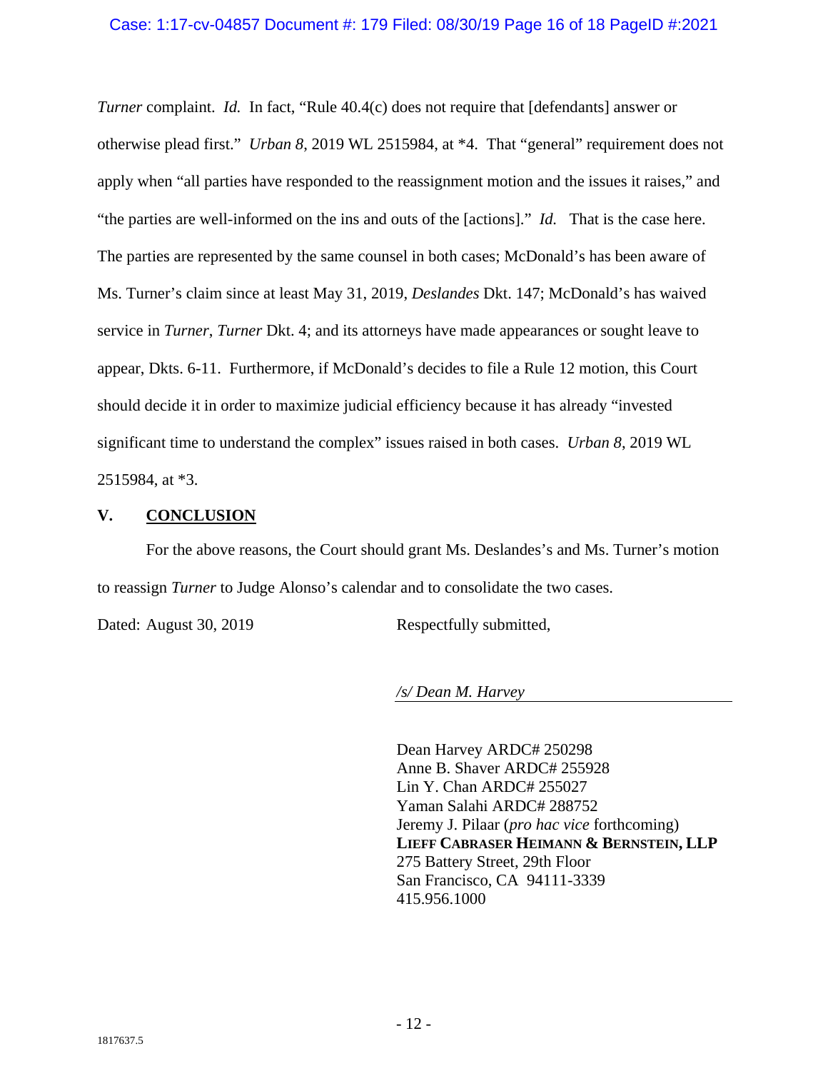*Turner* complaint. *Id.* In fact, "Rule 40.4(c) does not require that [defendants] answer or otherwise plead first." *Urban 8*, 2019 WL 2515984, at *4. That "general" requirement does not apply when "all parties have responded to the reassignment motion and the issues it raises," and "the parties are well-informed on the ins and outs of the [actions]." *Id.* That is the case here. The parties are represented by the same counsel in both cases; McDonald's has been aware of Ms. Turner's claim since at least May 31, 2019, *Deslandes* Dkt. 147; McDonald's has waived service in *Turner*, *Turner* Dkt. 4; and its attorneys have made appearances or sought leave to appear, Dkts. 6-11. Furthermore, if McDonald's decides to file a Rule 12 motion, this Court should decide it in order to maximize judicial efficiency because it has already "invested significant time to understand the complex" issues raised in both cases. *Urban 8*, 2019 WL 2515984, at *3.

## V. CONCLUSION

For the above reasons, the Court should grant Ms. Deslandes's and Ms. Turner's motion to reassign *Turner* to Judge Alonso's calendar and to consolidate the two cases.

Dated: August 30, 2019

Respectfully submitted,

*/s/ Dean M. Harvey*

Dean Harvey ARDC# 250298
Anne B. Shaver ARDC# 255928
Lin Y. Chan ARDC# 255027
Yaman Salahi ARDC# 288752
Jeremy J. Pilaar (*pro hac vice* forthcoming)
**LIEFF CABRASER HEIMANN & BERNSTEIN, LLP**
275 Battery Street, 29th Floor
San Francisco, CA 94111-3339
415.956.1000

1817637.5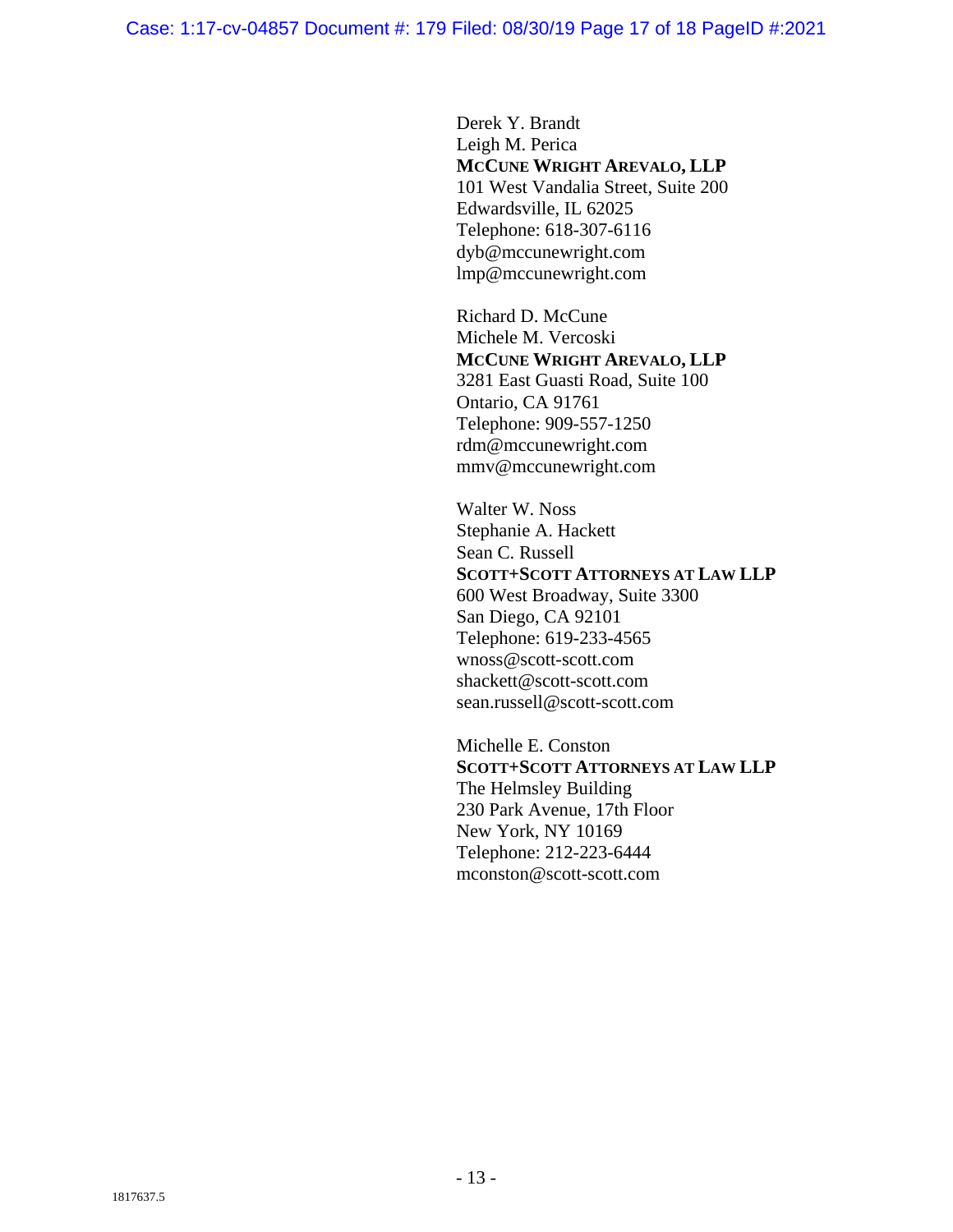Derek Y. Brandt
Leigh M. Perica
**MCCUNE WRIGHT AREVALO, LLP**
101 West Vandalia Street, Suite 200
Edwardsville, IL 62025
Telephone: 618-307-6116
dyb@mccunewright.com
lmp@mccunewright.com

Richard D. McCune
Michele M. Vercoski
**MCCUNE WRIGHT AREVALO, LLP**
3281 East Guasti Road, Suite 100
Ontario, CA 91761
Telephone: 909-557-1250
rdm@mccunewright.com
mmv@mccunewright.com

Walter W. Noss
Stephanie A. Hackett
Sean C. Russell
**SCOTT+SCOTT ATTORNEYS AT LAW LLP**
600 West Broadway, Suite 3300
San Diego, CA 92101
Telephone: 619-233-4565
wnoss@scott-scott.com
shackett@scott-scott.com
sean.russell@scott-scott.com

Michelle E. Conston
**SCOTT+SCOTT ATTORNEYS AT LAW LLP**
The Helmsley Building
230 Park Avenue, 17th Floor
New York, NY 10169
Telephone: 212-223-6444
mconston@scott-scott.com

1817637.5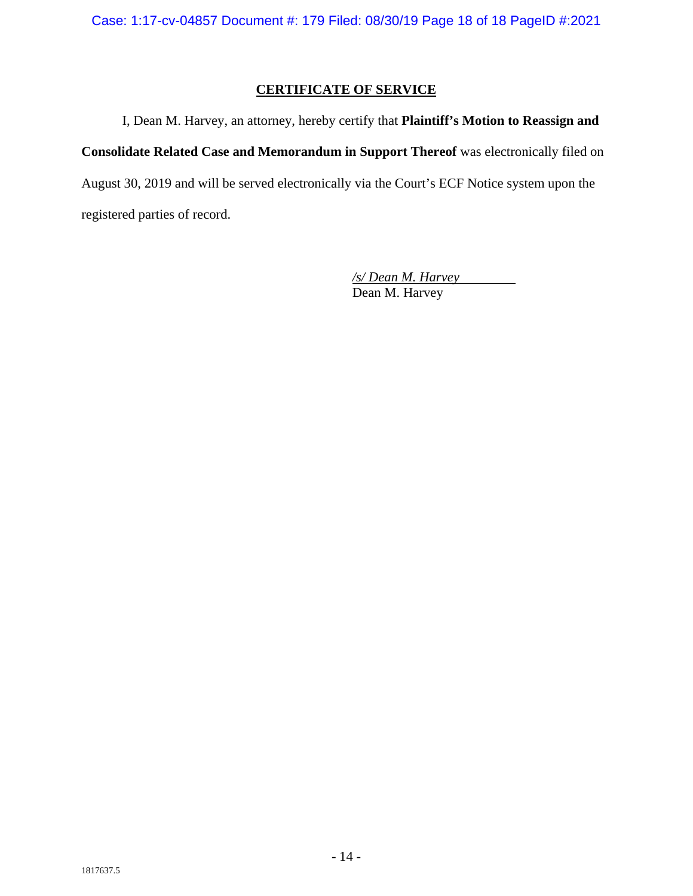## CERTIFICATE OF SERVICE

I, Dean M. Harvey, an attorney, hereby certify that **Plaintiff's Motion to Reassign and Consolidate Related Case and Memorandum in Support Thereof** was electronically filed on August 30, 2019 and will be served electronically via the Court's ECF Notice system upon the registered parties of record.

*/s/ Dean M. Harvey*
Dean M. Harvey

1817637.5